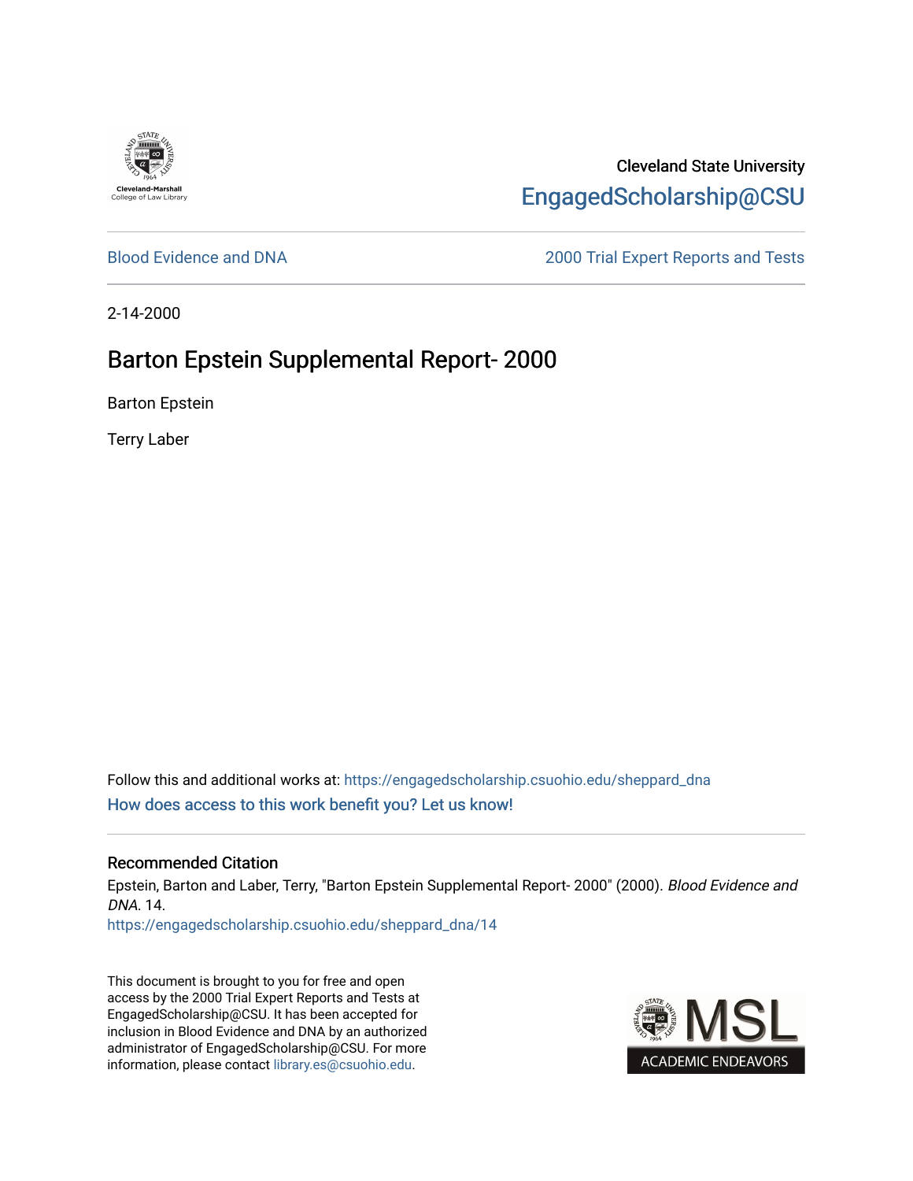Cleveland State University

EngagedScholarship@CSU

Blood Evidence and DNA

2000 Trial Expert Reports and Tests

2-14-2000

# Barton Epstein Supplemental Report- 2000

Barton Epstein

Terry Laber

Follow this and additional works at: https://engagedscholarship.csuohio.edu/sheppard_dna

How does access to this work benefit you? Let us know!

## Recommended Citation

Epstein, Barton and Laber, Terry, "Barton Epstein Supplemental Report- 2000" (2000). *Blood Evidence and DNA*. 14.
https://engagedscholarship.csuohio.edu/sheppard_dna/14

This document is brought to you for free and open access by the 2000 Trial Expert Reports and Tests at EngagedScholarship@CSU. It has been accepted for inclusion in Blood Evidence and DNA by an authorized administrator of EngagedScholarship@CSU. For more information, please contact library.es@csuohio.edu.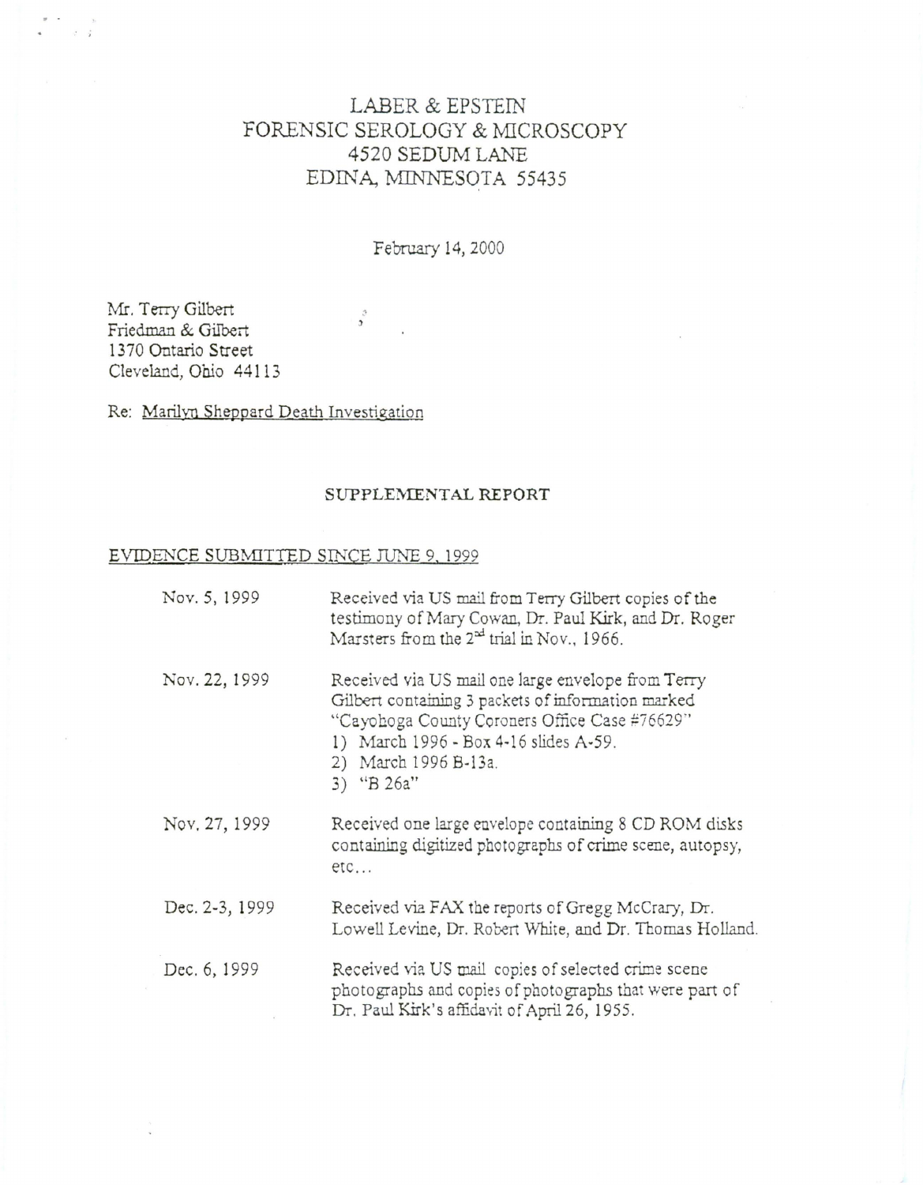# LABER & EPSTEIN
# FORENSIC SEROLOGY & MICROSCOPY
# 4520 SEDUM LANE
# EDINA, MINNESOTA 55435

February 14, 2000

Mr. Terry Gilbert
Friedman & Gilbert
1370 Ontario Street
Cleveland, Ohio 44113

Re: Marilyn Sheppard Death Investigation

## SUPPLEMENTAL REPORT

### EVIDENCE SUBMITTED SINCE JUNE 9, 1999

| | |
|---|---|
| Nov. 5, 1999 | Received via US mail from Terry Gilbert copies of the testimony of Mary Cowan, Dr. Paul Kirk, and Dr. Roger Marsters from the 2nd trial in Nov., 1966. |
| Nov. 22, 1999 | Received via US mail one large envelope from Terry Gilbert containing 3 packets of information marked "Cayohoga County Coroners Office Case #76629"<br>1) March 1996 - Box 4-16 slides A-59.<br>2) March 1996 B-13a.<br>3) "B 26a" |
| Nov. 27, 1999 | Received one large envelope containing 8 CD ROM disks containing digitized photographs of crime scene, autopsy, etc... |
| Dec. 2-3, 1999 | Received via FAX the reports of Gregg McCrary, Dr. Lowell Levine, Dr. Robert White, and Dr. Thomas Holland. |
| Dec. 6, 1999 | Received via US mail copies of selected crime scene photographs and copies of photographs that were part of Dr. Paul Kirk's affidavit of April 26, 1955. |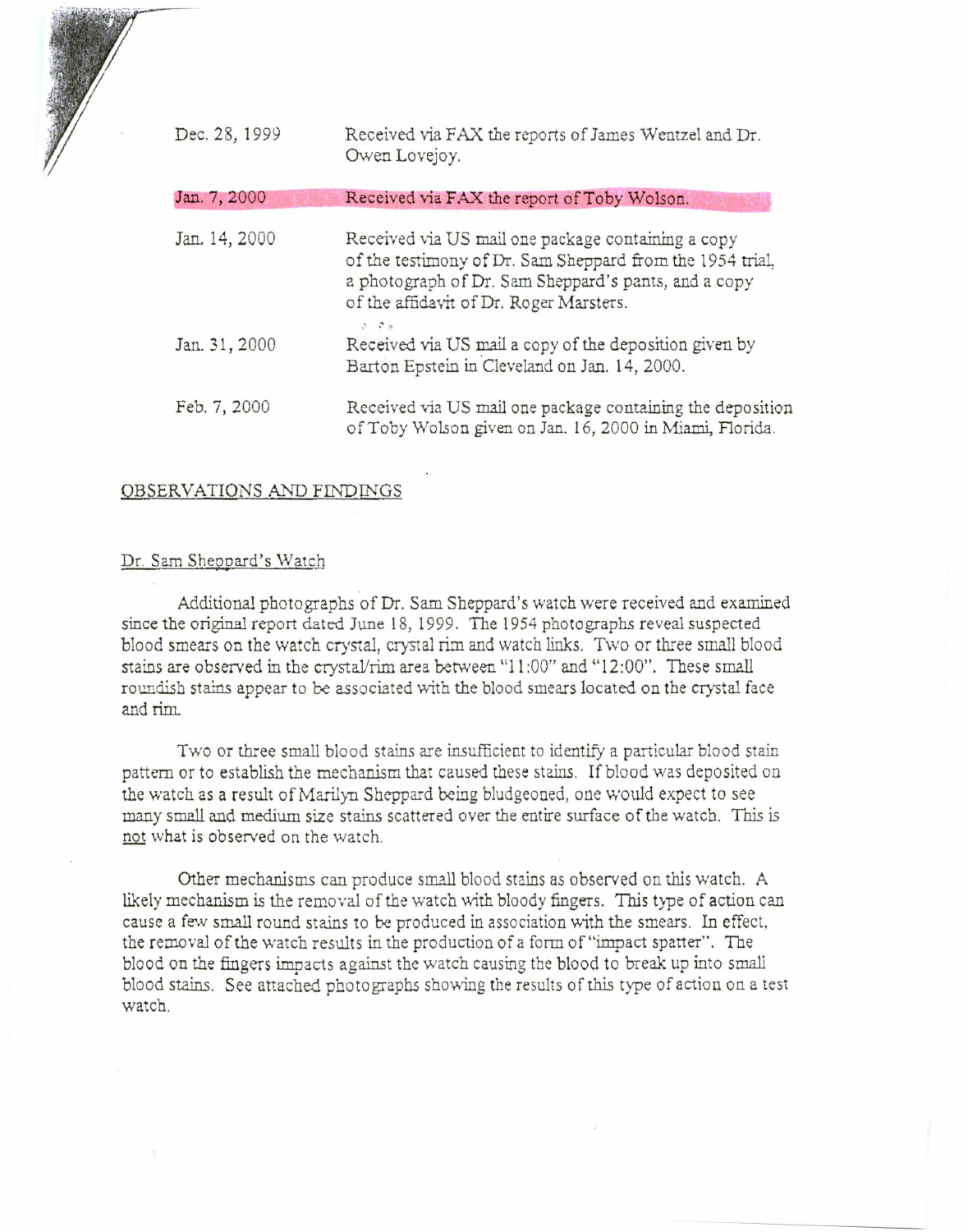| | |
|---|---|
| Dec. 28, 1999 | Received via FAX the reports of James Wentzel and Dr. Owen Lovejoy. |
| Jan. 7, 2000 | Received via FAX the report of Toby Wolson. |
| Jan. 14, 2000 | Received via US mail one package containing a copy of the testimony of Dr. Sam Sheppard from the 1954 trial, a photograph of Dr. Sam Sheppard's pants, and a copy of the affidavit of Dr. Roger Marsters. |
| Jan. 31, 2000 | Received via US mail a copy of the deposition given by Barton Epstein in Cleveland on Jan. 14, 2000. |
| Feb. 7, 2000 | Received via US mail one package containing the deposition of Toby Wolson given on Jan. 16, 2000 in Miami, Florida. |

## OBSERVATIONS AND FINDINGS

### Dr. Sam Sheppard's Watch

Additional photographs of Dr. Sam Sheppard's watch were received and examined since the original report dated June 18, 1999. The 1954 photographs reveal suspected blood smears on the watch crystal, crystal rim and watch links. Two or three small blood stains are observed in the crystal/rim area between "11:00" and "12:00". These small roundish stains appear to be associated with the blood smears located on the crystal face and rim.

Two or three small blood stains are insufficient to identify a particular blood stain pattern or to establish the mechanism that caused these stains. If blood was deposited on the watch as a result of Marilyn Sheppard being bludgeoned, one would expect to see many small and medium size stains scattered over the entire surface of the watch. This is not what is observed on the watch.

Other mechanisms can produce small blood stains as observed on this watch. A likely mechanism is the removal of the watch with bloody fingers. This type of action can cause a few small round stains to be produced in association with the smears. In effect, the removal of the watch results in the production of a form of "impact spatter". The blood on the fingers impacts against the watch causing the blood to break up into small blood stains. See attached photographs showing the results of this type of action on a test watch.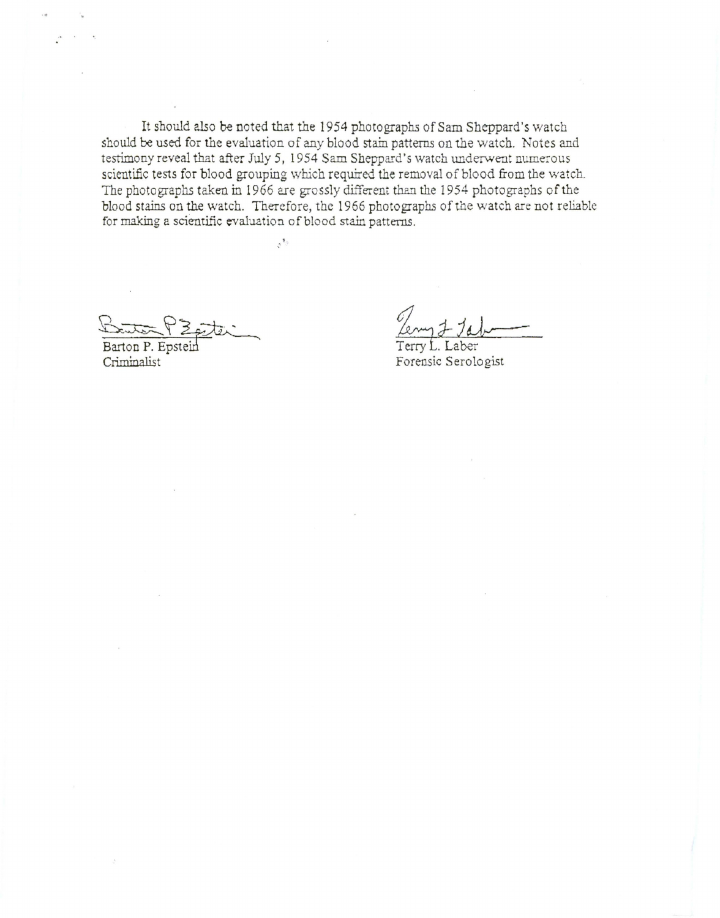It should also be noted that the 1954 photographs of Sam Sheppard's watch should be used for the evaluation of any blood stain patterns on the watch. Notes and testimony reveal that after July 5, 1954 Sam Sheppard's watch underwent numerous scientific tests for blood grouping which required the removal of blood from the watch. The photographs taken in 1966 are grossly different than the 1954 photographs of the blood stains on the watch. Therefore, the 1966 photographs of the watch are not reliable for making a scientific evaluation of blood stain patterns.

Barton P. Epstein
Criminalist

Terry L. Laber
Forensic Serologist